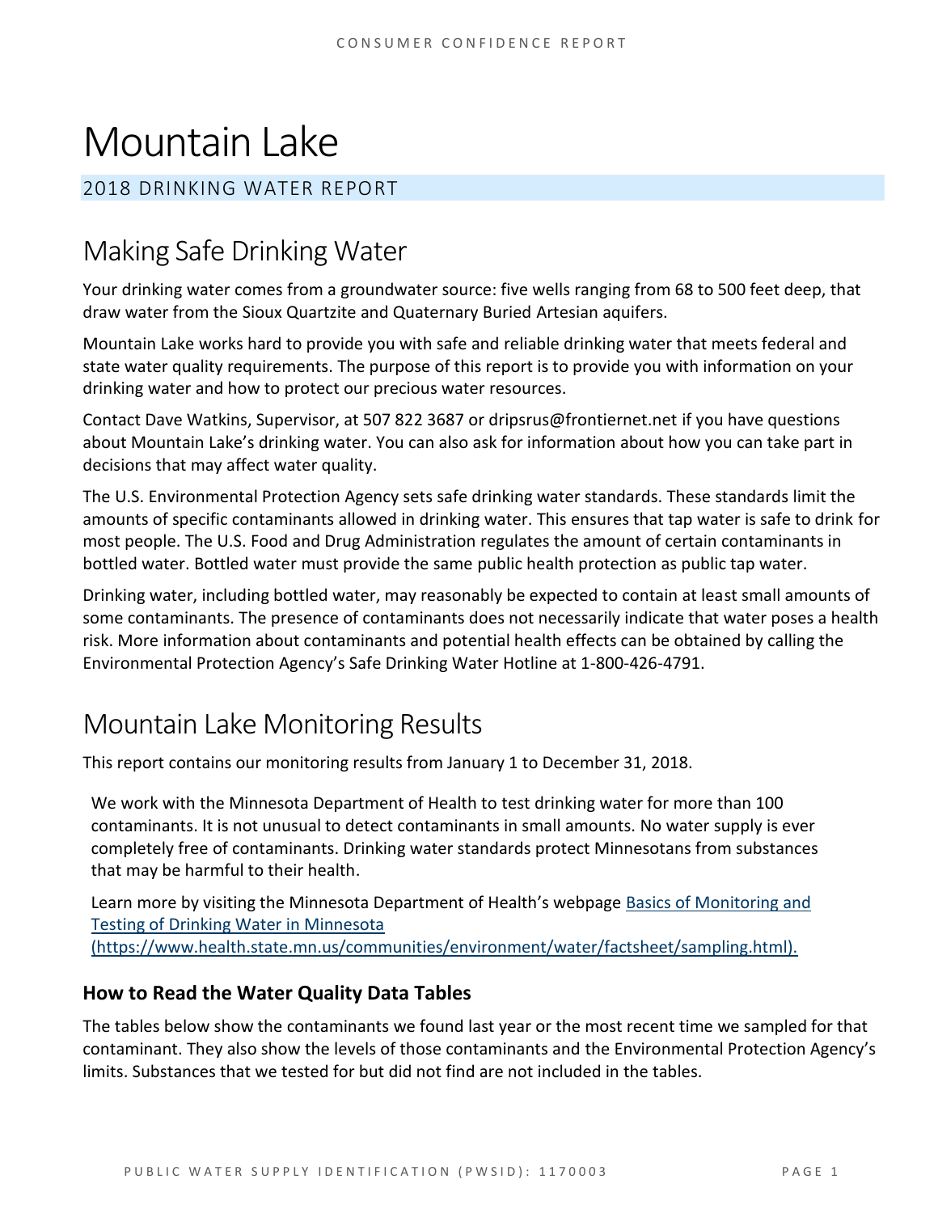# Mountain Lake

2018 DRINKING WATER REPORT

## Making Safe Drinking Water

Your drinking water comes from a groundwater source: five wells ranging from 68 to 500 feet deep, that draw water from the Sioux Quartzite and Quaternary Buried Artesian aquifers.

Mountain Lake works hard to provide you with safe and reliable drinking water that meets federal and state water quality requirements. The purpose of this report is to provide you with information on your drinking water and how to protect our precious water resources.

Contact Dave Watkins, Supervisor, at 507 822 3687 or dripsrus@frontiernet.net if you have questions about Mountain Lake's drinking water. You can also ask for information about how you can take part in decisions that may affect water quality.

The U.S. Environmental Protection Agency sets safe drinking water standards. These standards limit the amounts of specific contaminants allowed in drinking water. This ensures that tap water is safe to drink for most people. The U.S. Food and Drug Administration regulates the amount of certain contaminants in bottled water. Bottled water must provide the same public health protection as public tap water.

Drinking water, including bottled water, may reasonably be expected to contain at least small amounts of some contaminants. The presence of contaminants does not necessarily indicate that water poses a health risk. More information about contaminants and potential health effects can be obtained by calling the Environmental Protection Agency's Safe Drinking Water Hotline at 1-800-426-4791.

## Mountain Lake Monitoring Results

This report contains our monitoring results from January 1 to December 31, 2018.

We work with the Minnesota Department of Health to test drinking water for more than 100 contaminants. It is not unusual to detect contaminants in small amounts. No water supply is ever completely free of contaminants. Drinking water standards protect Minnesotans from substances that may be harmful to their health.

Learn more by visiting the Minnesota Department of Health's webpage [Basics of Monitoring and Testing of Drinking Water in Minnesota (https://www.health.state.mn.us/communities/environment/water/factsheet/sampling.html).](https://www.health.state.mn.us/communities/environment/water/factsheet/sampling.html)

### How to Read the Water Quality Data Tables

The tables below show the contaminants we found last year or the most recent time we sampled for that contaminant. They also show the levels of those contaminants and the Environmental Protection Agency's limits. Substances that we tested for but did not find are not included in the tables.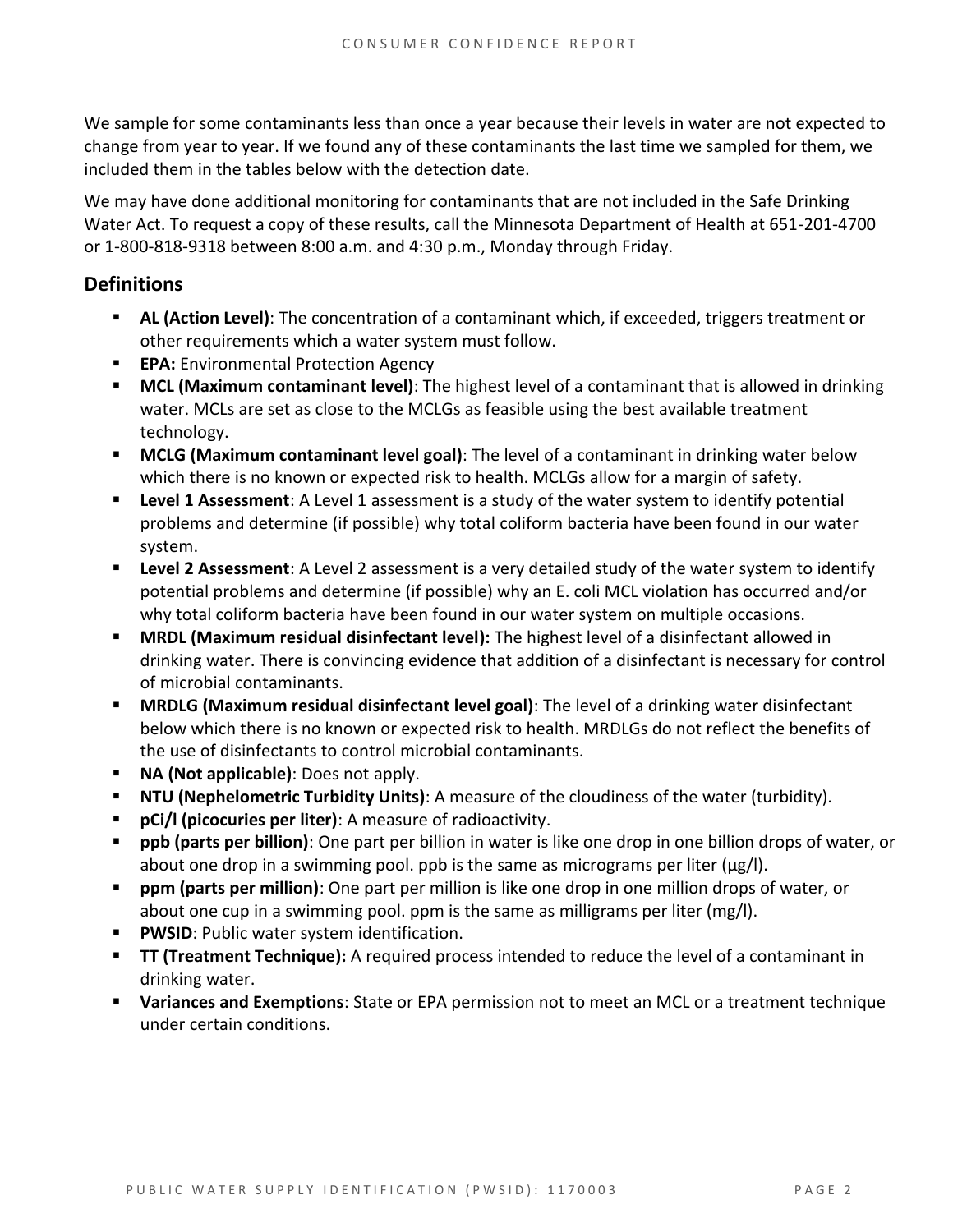We sample for some contaminants less than once a year because their levels in water are not expected to change from year to year. If we found any of these contaminants the last time we sampled for them, we included them in the tables below with the detection date.

We may have done additional monitoring for contaminants that are not included in the Safe Drinking Water Act. To request a copy of these results, call the Minnesota Department of Health at 651-201-4700 or 1-800-818-9318 between 8:00 a.m. and 4:30 p.m., Monday through Friday.

## Definitions

- **AL (Action Level)**: The concentration of a contaminant which, if exceeded, triggers treatment or other requirements which a water system must follow.
- **EPA:** Environmental Protection Agency
- **MCL (Maximum contaminant level)**: The highest level of a contaminant that is allowed in drinking water. MCLs are set as close to the MCLGs as feasible using the best available treatment technology.
- **MCLG (Maximum contaminant level goal)**: The level of a contaminant in drinking water below which there is no known or expected risk to health. MCLGs allow for a margin of safety.
- **Level 1 Assessment**: A Level 1 assessment is a study of the water system to identify potential problems and determine (if possible) why total coliform bacteria have been found in our water system.
- **Level 2 Assessment**: A Level 2 assessment is a very detailed study of the water system to identify potential problems and determine (if possible) why an E. coli MCL violation has occurred and/or why total coliform bacteria have been found in our water system on multiple occasions.
- **MRDL (Maximum residual disinfectant level):** The highest level of a disinfectant allowed in drinking water. There is convincing evidence that addition of a disinfectant is necessary for control of microbial contaminants.
- **MRDLG (Maximum residual disinfectant level goal)**: The level of a drinking water disinfectant below which there is no known or expected risk to health. MRDLGs do not reflect the benefits of the use of disinfectants to control microbial contaminants.
- **NA (Not applicable)**: Does not apply.
- **NTU (Nephelometric Turbidity Units)**: A measure of the cloudiness of the water (turbidity).
- **pCi/l (picocuries per liter)**: A measure of radioactivity.
- **ppb (parts per billion)**: One part per billion in water is like one drop in one billion drops of water, or about one drop in a swimming pool. ppb is the same as micrograms per liter (μg/l).
- **ppm (parts per million)**: One part per million is like one drop in one million drops of water, or about one cup in a swimming pool. ppm is the same as milligrams per liter (mg/l).
- **PWSID**: Public water system identification.
- **TT (Treatment Technique):** A required process intended to reduce the level of a contaminant in drinking water.
- **Variances and Exemptions**: State or EPA permission not to meet an MCL or a treatment technique under certain conditions.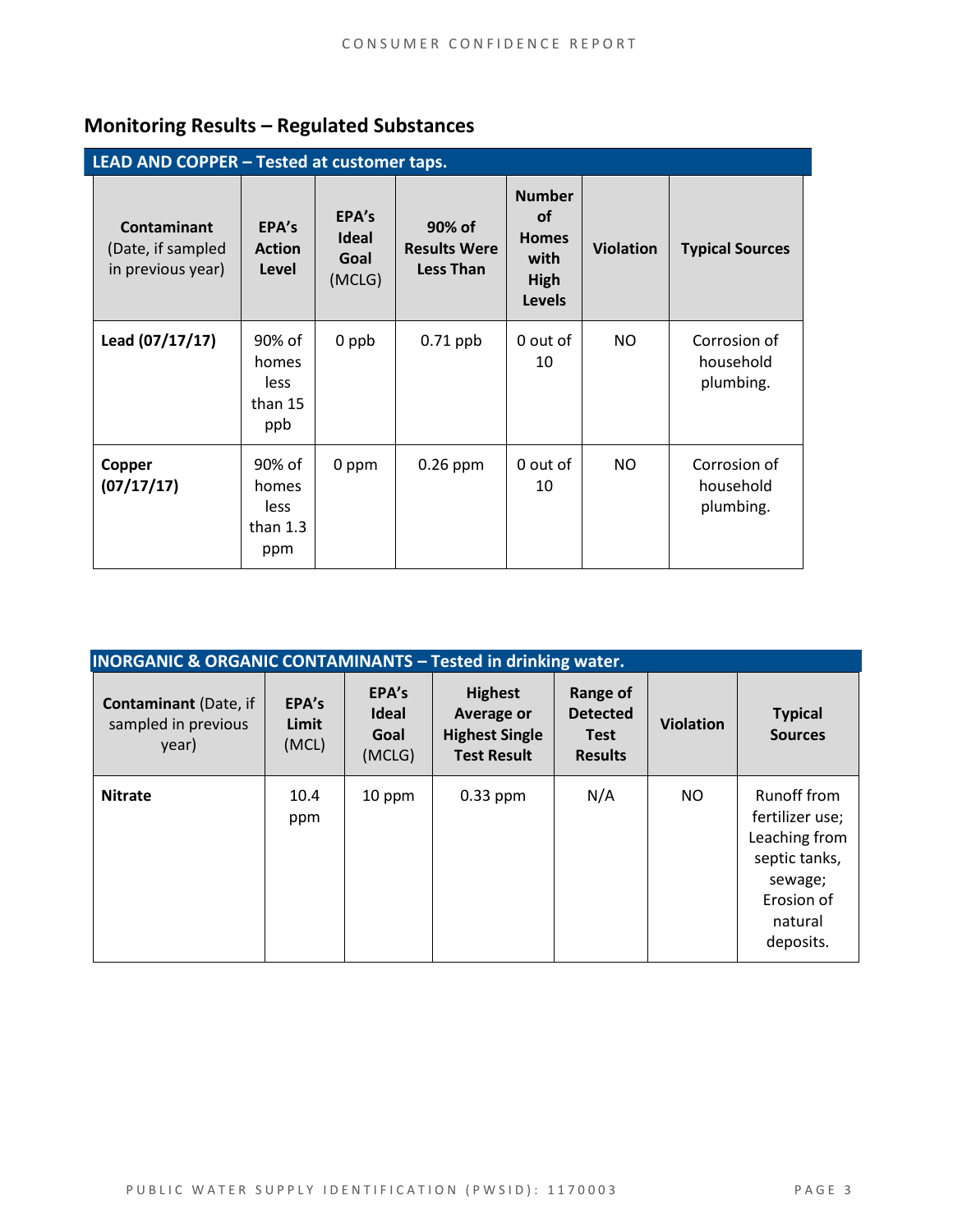## Monitoring Results – Regulated Substances

| LEAD AND COPPER – Tested at customer taps. | | | | | | |
|---|---|---|---|---|---|---|
| **Contaminant** (Date, if sampled in previous year) | **EPA's Action Level** | **EPA's Ideal Goal** (MCLG) | **90% of Results Were Less Than** | **Number of Homes with High Levels** | **Violation** | **Typical Sources** |
| **Lead (07/17/17)** | 90% of homes less than 15 ppb | 0 ppb | 0.71 ppb | 0 out of 10 | NO | Corrosion of household plumbing. |
| **Copper (07/17/17)** | 90% of homes less than 1.3 ppm | 0 ppm | 0.26 ppm | 0 out of 10 | NO | Corrosion of household plumbing. |

| INORGANIC & ORGANIC CONTAMINANTS – Tested in drinking water. | | | | | | |
|---|---|---|---|---|---|---|
| **Contaminant** (Date, if sampled in previous year) | **EPA's Limit** (MCL) | **EPA's Ideal Goal** (MCLG) | **Highest Average or Highest Single Test Result** | **Range of Detected Test Results** | **Violation** | **Typical Sources** |
| **Nitrate** | 10.4 ppm | 10 ppm | 0.33 ppm | N/A | NO | Runoff from fertilizer use; Leaching from septic tanks, sewage; Erosion of natural deposits. |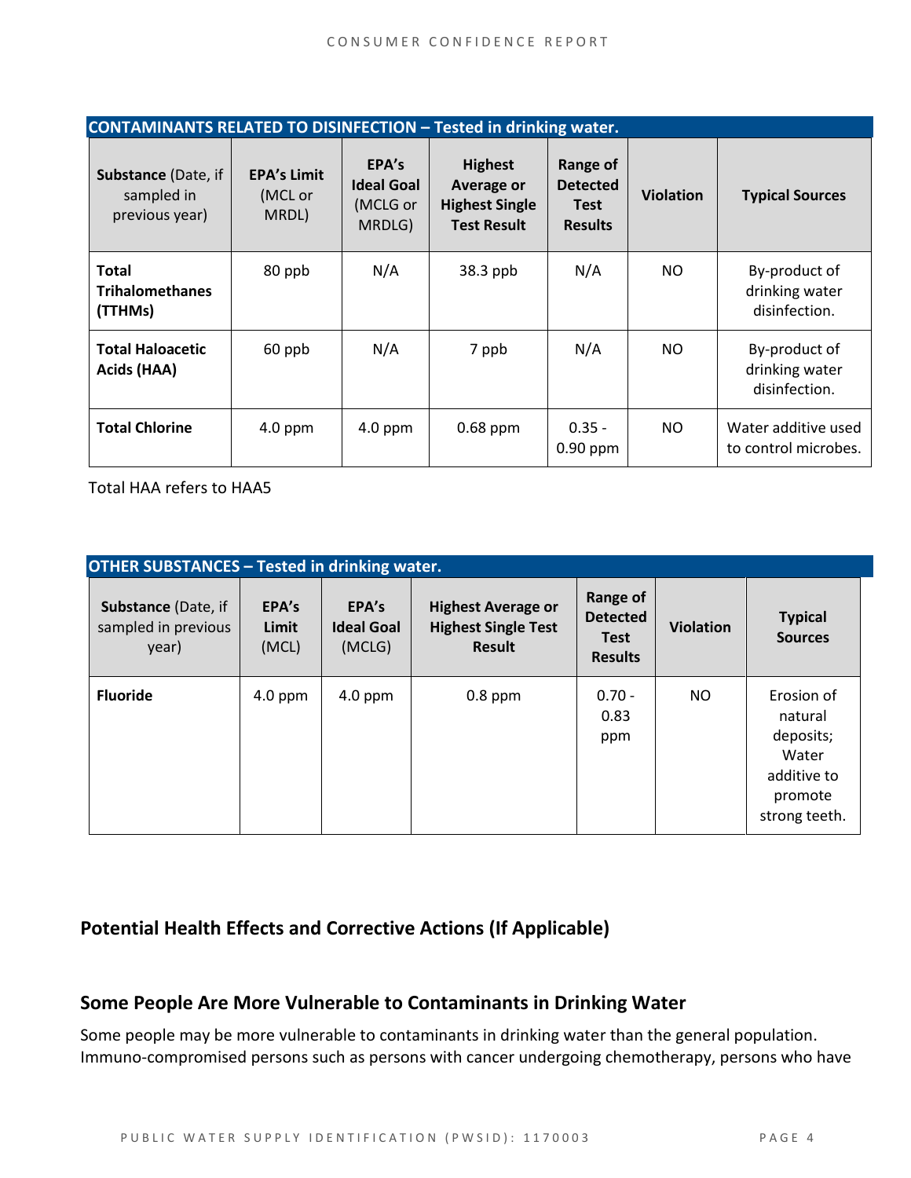| CONTAMINANTS RELATED TO DISINFECTION – Tested in drinking water. | | | | | | |
|---|---|---|---|---|---|---|
| **Substance** (Date, if sampled in previous year) | **EPA's Limit** (MCL or MRDL) | **EPA's Ideal Goal** (MCLG or MRDLG) | **Highest Average or Highest Single Test Result** | **Range of Detected Test Results** | **Violation** | **Typical Sources** |
| **Total Trihalomethanes (TTHMs)** | 80 ppb | N/A | 38.3 ppb | N/A | NO | By-product of drinking water disinfection. |
| **Total Haloacetic Acids (HAA)** | 60 ppb | N/A | 7 ppb | N/A | NO | By-product of drinking water disinfection. |
| **Total Chlorine** | 4.0 ppm | 4.0 ppm | 0.68 ppm | 0.35 - 0.90 ppm | NO | Water additive used to control microbes. |

Total HAA refers to HAA5

| OTHER SUBSTANCES – Tested in drinking water. | | | | | | |
|---|---|---|---|---|---|---|
| **Substance** (Date, if sampled in previous year) | **EPA's Limit** (MCL) | **EPA's Ideal Goal** (MCLG) | **Highest Average or Highest Single Test Result** | **Range of Detected Test Results** | **Violation** | **Typical Sources** |
| **Fluoride** | 4.0 ppm | 4.0 ppm | 0.8 ppm | 0.70 - 0.83 ppm | NO | Erosion of natural deposits; Water additive to promote strong teeth. |

## Potential Health Effects and Corrective Actions (If Applicable)

## Some People Are More Vulnerable to Contaminants in Drinking Water

Some people may be more vulnerable to contaminants in drinking water than the general population. Immuno-compromised persons such as persons with cancer undergoing chemotherapy, persons who have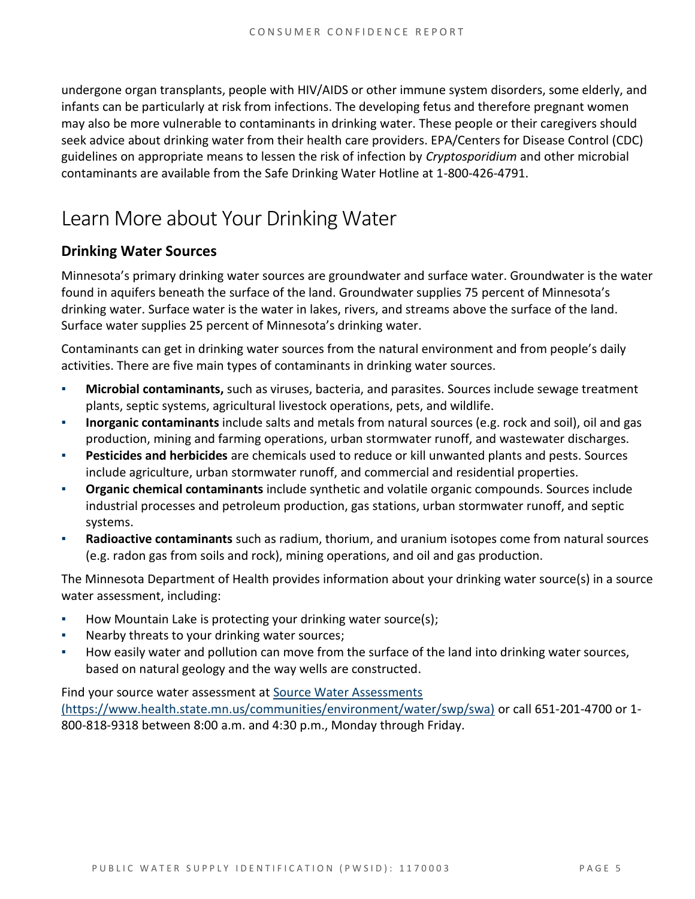undergone organ transplants, people with HIV/AIDS or other immune system disorders, some elderly, and infants can be particularly at risk from infections. The developing fetus and therefore pregnant women may also be more vulnerable to contaminants in drinking water. These people or their caregivers should seek advice about drinking water from their health care providers. EPA/Centers for Disease Control (CDC) guidelines on appropriate means to lessen the risk of infection by *Cryptosporidium* and other microbial contaminants are available from the Safe Drinking Water Hotline at 1-800-426-4791.

# Learn More about Your Drinking Water

## Drinking Water Sources

Minnesota's primary drinking water sources are groundwater and surface water. Groundwater is the water found in aquifers beneath the surface of the land. Groundwater supplies 75 percent of Minnesota's drinking water. Surface water is the water in lakes, rivers, and streams above the surface of the land. Surface water supplies 25 percent of Minnesota's drinking water.

Contaminants can get in drinking water sources from the natural environment and from people's daily activities. There are five main types of contaminants in drinking water sources.

- **Microbial contaminants,** such as viruses, bacteria, and parasites. Sources include sewage treatment plants, septic systems, agricultural livestock operations, pets, and wildlife.
- **Inorganic contaminants** include salts and metals from natural sources (e.g. rock and soil), oil and gas production, mining and farming operations, urban stormwater runoff, and wastewater discharges.
- **Pesticides and herbicides** are chemicals used to reduce or kill unwanted plants and pests. Sources include agriculture, urban stormwater runoff, and commercial and residential properties.
- **Organic chemical contaminants** include synthetic and volatile organic compounds. Sources include industrial processes and petroleum production, gas stations, urban stormwater runoff, and septic systems.
- **Radioactive contaminants** such as radium, thorium, and uranium isotopes come from natural sources (e.g. radon gas from soils and rock), mining operations, and oil and gas production.

The Minnesota Department of Health provides information about your drinking water source(s) in a source water assessment, including:

- How Mountain Lake is protecting your drinking water source(s);
- Nearby threats to your drinking water sources;
- How easily water and pollution can move from the surface of the land into drinking water sources, based on natural geology and the way wells are constructed.

Find your source water assessment at [Source Water Assessments (https://www.health.state.mn.us/communities/environment/water/swp/swa)](https://www.health.state.mn.us/communities/environment/water/swp/swa) or call 651-201-4700 or 1-800-818-9318 between 8:00 a.m. and 4:30 p.m., Monday through Friday.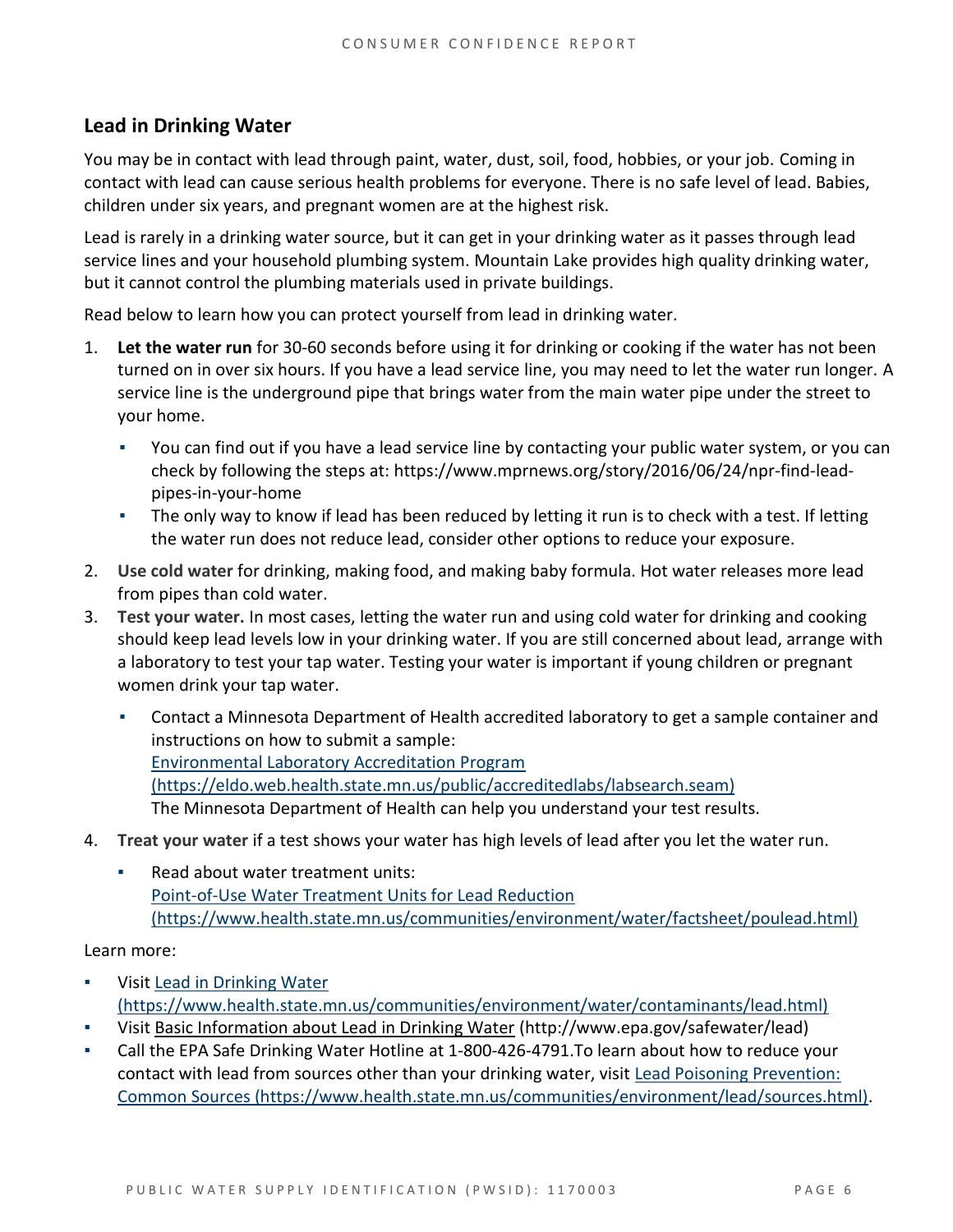## Lead in Drinking Water

You may be in contact with lead through paint, water, dust, soil, food, hobbies, or your job. Coming in contact with lead can cause serious health problems for everyone. There is no safe level of lead. Babies, children under six years, and pregnant women are at the highest risk.

Lead is rarely in a drinking water source, but it can get in your drinking water as it passes through lead service lines and your household plumbing system. Mountain Lake provides high quality drinking water, but it cannot control the plumbing materials used in private buildings.

Read below to learn how you can protect yourself from lead in drinking water.

1. **Let the water run** for 30-60 seconds before using it for drinking or cooking if the water has not been turned on in over six hours. If you have a lead service line, you may need to let the water run longer. A service line is the underground pipe that brings water from the main water pipe under the street to your home.
   - You can find out if you have a lead service line by contacting your public water system, or you can check by following the steps at: https://www.mprnews.org/story/2016/06/24/npr-find-lead-pipes-in-your-home
   - The only way to know if lead has been reduced by letting it run is to check with a test. If letting the water run does not reduce lead, consider other options to reduce your exposure.
2. **Use cold water** for drinking, making food, and making baby formula. Hot water releases more lead from pipes than cold water.
3. **Test your water.** In most cases, letting the water run and using cold water for drinking and cooking should keep lead levels low in your drinking water. If you are still concerned about lead, arrange with a laboratory to test your tap water. Testing your water is important if young children or pregnant women drink your tap water.
   - Contact a Minnesota Department of Health accredited laboratory to get a sample container and instructions on how to submit a sample:
     [Environmental Laboratory Accreditation Program (https://eldo.web.health.state.mn.us/public/accreditedlabs/labsearch.seam)](https://eldo.web.health.state.mn.us/public/accreditedlabs/labsearch.seam)
     The Minnesota Department of Health can help you understand your test results.
4. **Treat your water** if a test shows your water has high levels of lead after you let the water run.
   - Read about water treatment units:
     [Point-of-Use Water Treatment Units for Lead Reduction (https://www.health.state.mn.us/communities/environment/water/factsheet/poulead.html)](https://www.health.state.mn.us/communities/environment/water/factsheet/poulead.html)

Learn more:

- Visit [Lead in Drinking Water (https://www.health.state.mn.us/communities/environment/water/contaminants/lead.html)](https://www.health.state.mn.us/communities/environment/water/contaminants/lead.html)
- Visit Basic Information about Lead in Drinking Water (http://www.epa.gov/safewater/lead)
- Call the EPA Safe Drinking Water Hotline at 1-800-426-4791.To learn about how to reduce your contact with lead from sources other than your drinking water, visit [Lead Poisoning Prevention: Common Sources (https://www.health.state.mn.us/communities/environment/lead/sources.html)](https://www.health.state.mn.us/communities/environment/lead/sources.html).